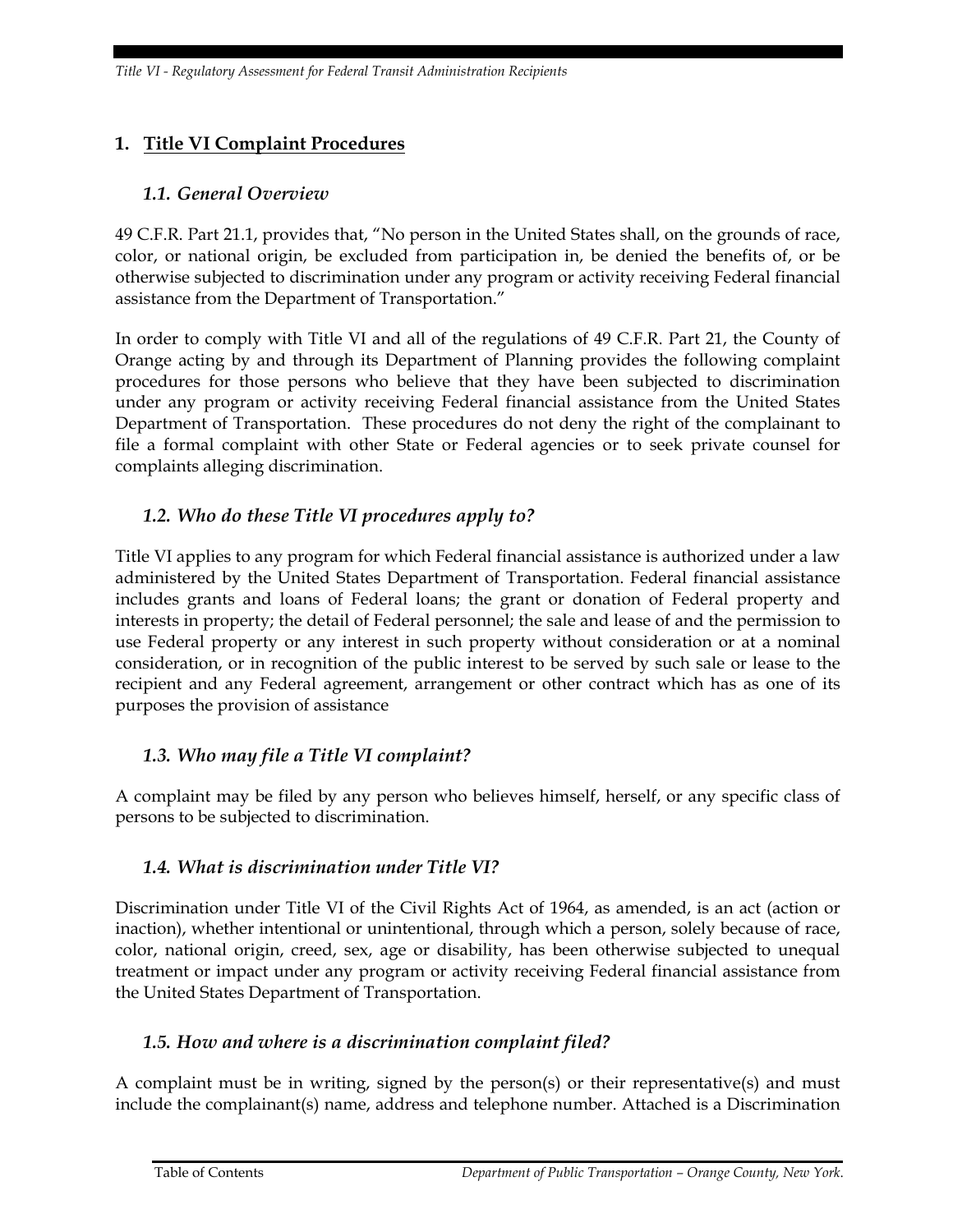## 1. Title VI Complaint Procedures

### 1.1. General Overview

49 C.F.R. Part 21.1, provides that, "No person in the United States shall, on the grounds of race, color, or national origin, be excluded from participation in, be denied the benefits of, or be otherwise subjected to discrimination under any program or activity receiving Federal financial assistance from the Department of Transportation."

In order to comply with Title VI and all of the regulations of 49 C.F.R. Part 21, the County of Orange acting by and through its Department of Planning provides the following complaint procedures for those persons who believe that they have been subjected to discrimination under any program or activity receiving Federal financial assistance from the United States Department of Transportation. These procedures do not deny the right of the complainant to file a formal complaint with other State or Federal agencies or to seek private counsel for complaints alleging discrimination.

### 1.2. Who do these Title VI procedures apply to?

Title VI applies to any program for which Federal financial assistance is authorized under a law administered by the United States Department of Transportation. Federal financial assistance includes grants and loans of Federal loans; the grant or donation of Federal property and interests in property; the detail of Federal personnel; the sale and lease of and the permission to use Federal property or any interest in such property without consideration or at a nominal consideration, or in recognition of the public interest to be served by such sale or lease to the recipient and any Federal agreement, arrangement or other contract which has as one of its purposes the provision of assistance

### 1.3. Who may file a Title VI complaint?

A complaint may be filed by any person who believes himself, herself, or any specific class of persons to be subjected to discrimination.

### 1.4. What is discrimination under Title VI?

Discrimination under Title VI of the Civil Rights Act of 1964, as amended, is an act (action or inaction), whether intentional or unintentional, through which a person, solely because of race, color, national origin, creed, sex, age or disability, has been otherwise subjected to unequal treatment or impact under any program or activity receiving Federal financial assistance from the United States Department of Transportation.

### 1.5. How and where is a discrimination complaint filed?

A complaint must be in writing, signed by the person(s) or their representative(s) and must include the complainant(s) name, address and telephone number. Attached is a Discrimination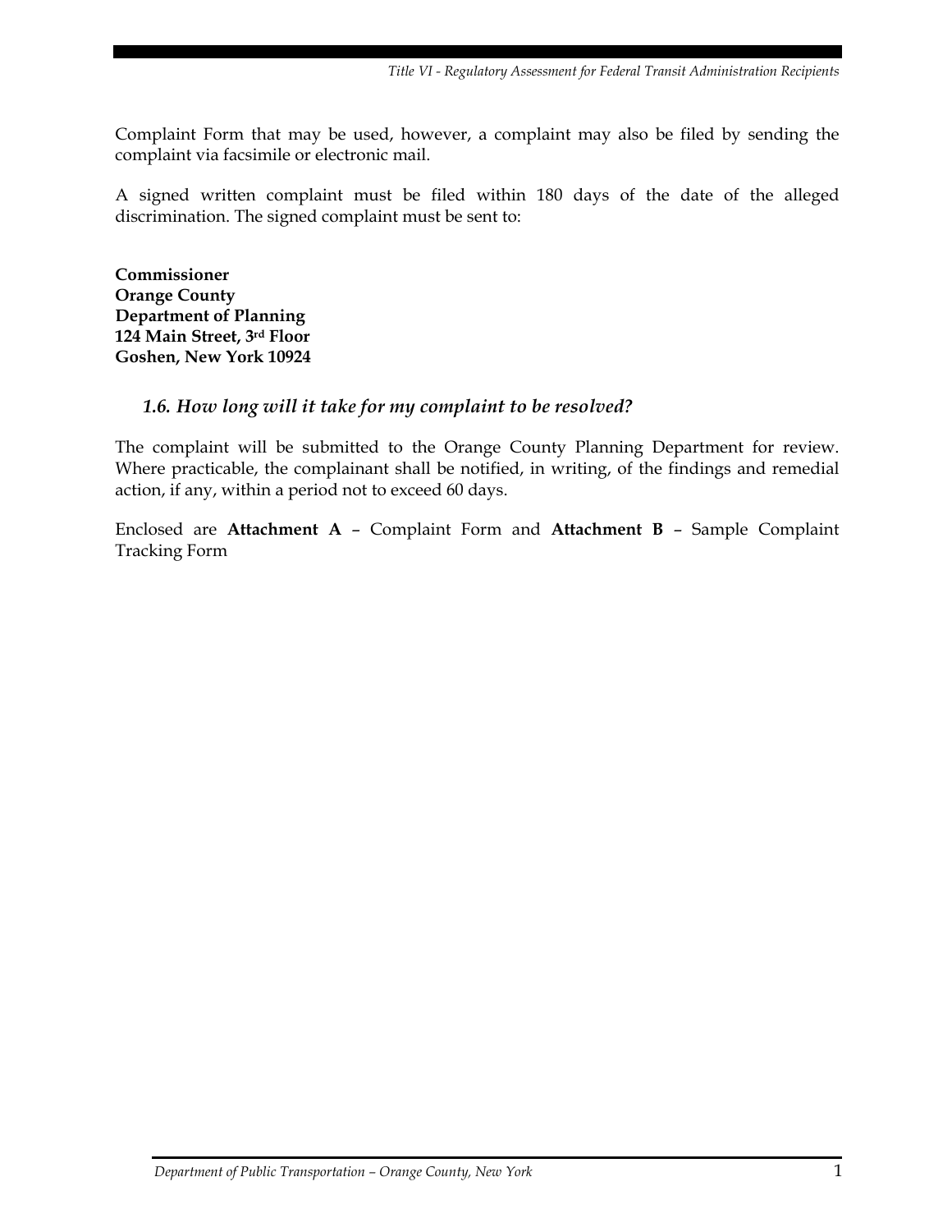Complaint Form that may be used, however, a complaint may also be filed by sending the complaint via facsimile or electronic mail.

A signed written complaint must be filed within 180 days of the date of the alleged discrimination. The signed complaint must be sent to:

**Commissioner**
**Orange County**
**Department of Planning**
**124 Main Street, 3rd Floor**
**Goshen, New York 10924**

### *1.6. How long will it take for my complaint to be resolved?*

The complaint will be submitted to the Orange County Planning Department for review. Where practicable, the complainant shall be notified, in writing, of the findings and remedial action, if any, within a period not to exceed 60 days.

Enclosed are **Attachment A** – Complaint Form and **Attachment B** – Sample Complaint Tracking Form